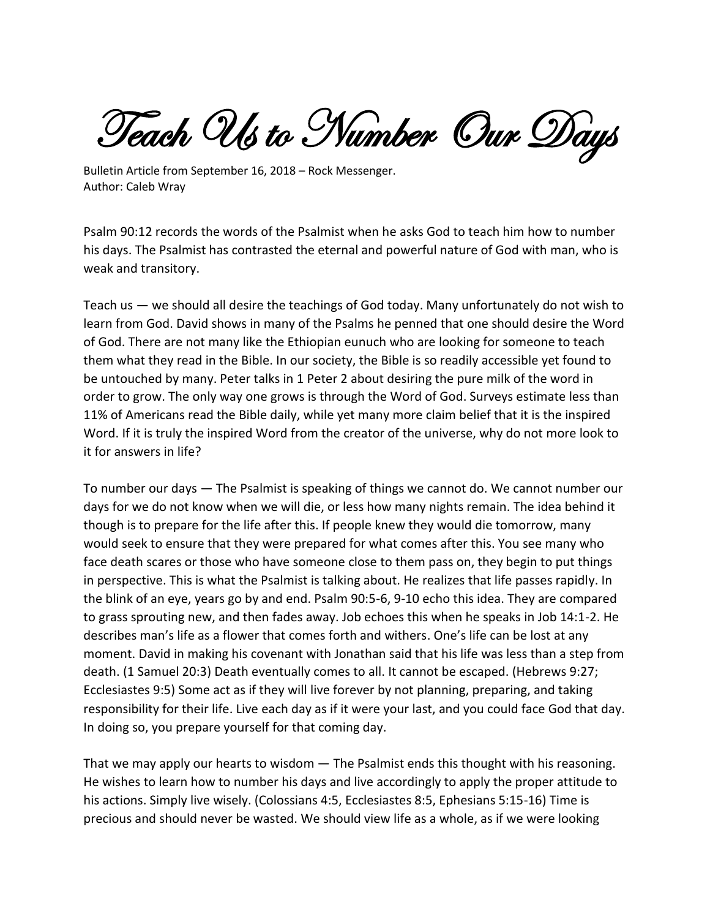# Teach Us to Number Our Days

Bulletin Article from September 16, 2018 – Rock Messenger.
Author: Caleb Wray

Psalm 90:12 records the words of the Psalmist when he asks God to teach him how to number his days. The Psalmist has contrasted the eternal and powerful nature of God with man, who is weak and transitory.

Teach us — we should all desire the teachings of God today. Many unfortunately do not wish to learn from God. David shows in many of the Psalms he penned that one should desire the Word of God. There are not many like the Ethiopian eunuch who are looking for someone to teach them what they read in the Bible. In our society, the Bible is so readily accessible yet found to be untouched by many. Peter talks in 1 Peter 2 about desiring the pure milk of the word in order to grow. The only way one grows is through the Word of God. Surveys estimate less than 11% of Americans read the Bible daily, while yet many more claim belief that it is the inspired Word. If it is truly the inspired Word from the creator of the universe, why do not more look to it for answers in life?

To number our days — The Psalmist is speaking of things we cannot do. We cannot number our days for we do not know when we will die, or less how many nights remain. The idea behind it though is to prepare for the life after this. If people knew they would die tomorrow, many would seek to ensure that they were prepared for what comes after this. You see many who face death scares or those who have someone close to them pass on, they begin to put things in perspective. This is what the Psalmist is talking about. He realizes that life passes rapidly. In the blink of an eye, years go by and end. Psalm 90:5-6, 9-10 echo this idea. They are compared to grass sprouting new, and then fades away. Job echoes this when he speaks in Job 14:1-2. He describes man's life as a flower that comes forth and withers. One's life can be lost at any moment. David in making his covenant with Jonathan said that his life was less than a step from death. (1 Samuel 20:3) Death eventually comes to all. It cannot be escaped. (Hebrews 9:27; Ecclesiastes 9:5) Some act as if they will live forever by not planning, preparing, and taking responsibility for their life. Live each day as if it were your last, and you could face God that day. In doing so, you prepare yourself for that coming day.

That we may apply our hearts to wisdom — The Psalmist ends this thought with his reasoning. He wishes to learn how to number his days and live accordingly to apply the proper attitude to his actions. Simply live wisely. (Colossians 4:5, Ecclesiastes 8:5, Ephesians 5:15-16) Time is precious and should never be wasted. We should view life as a whole, as if we were looking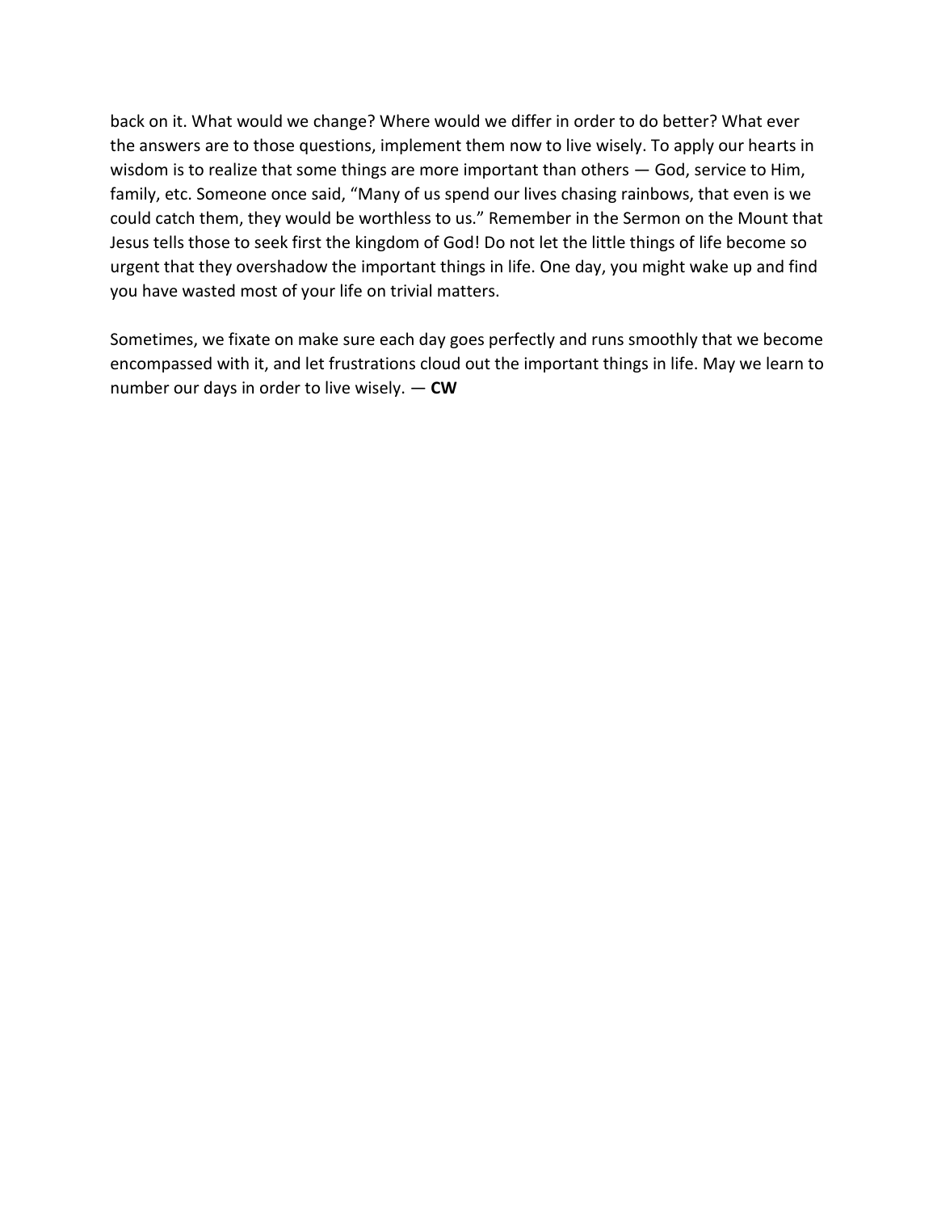back on it. What would we change? Where would we differ in order to do better? What ever the answers are to those questions, implement them now to live wisely. To apply our hearts in wisdom is to realize that some things are more important than others — God, service to Him, family, etc. Someone once said, "Many of us spend our lives chasing rainbows, that even is we could catch them, they would be worthless to us." Remember in the Sermon on the Mount that Jesus tells those to seek first the kingdom of God! Do not let the little things of life become so urgent that they overshadow the important things in life. One day, you might wake up and find you have wasted most of your life on trivial matters.

Sometimes, we fixate on make sure each day goes perfectly and runs smoothly that we become encompassed with it, and let frustrations cloud out the important things in life. May we learn to number our days in order to live wisely. — **CW**